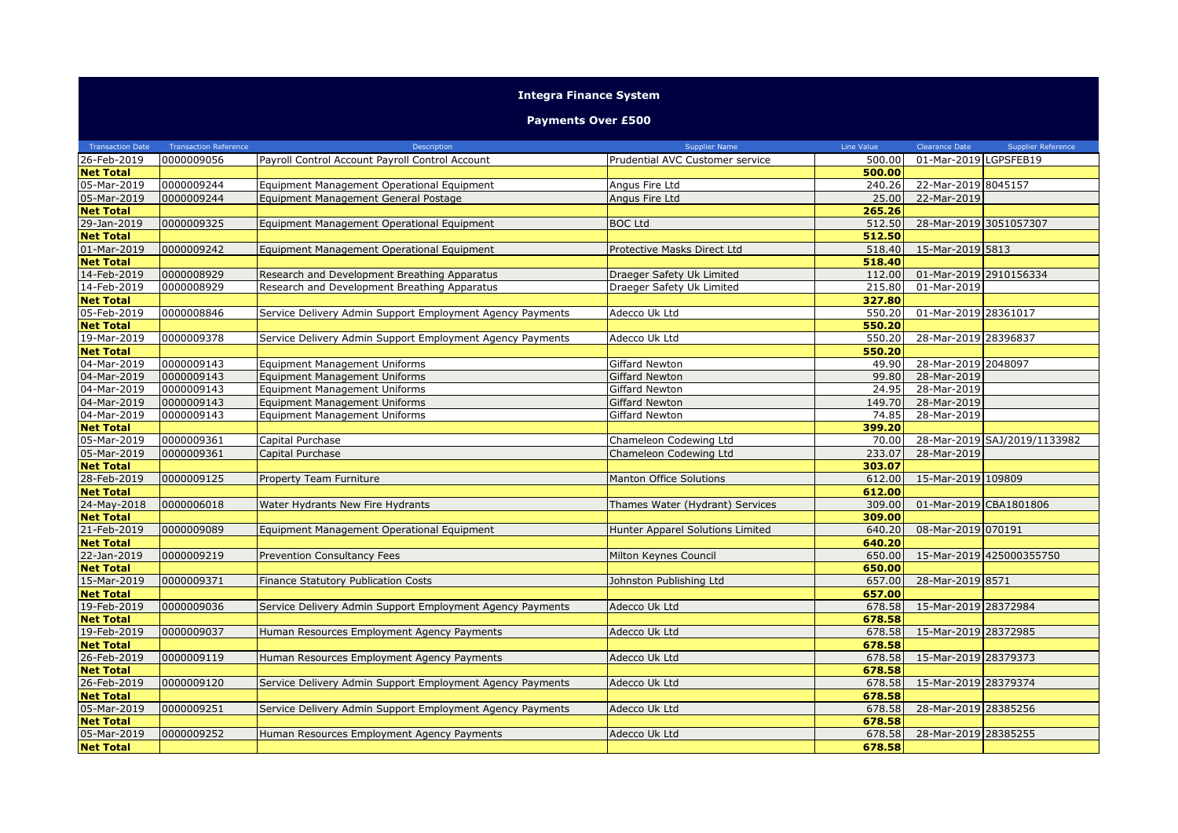# Integra Finance System

## Payments Over £500

| Transaction Date | Transaction Reference | Description | Supplier Name | Line Value | Clearance Date | Supplier Reference |
|---|---|---|---|---|---|---|
| 26-Feb-2019 | 0000009056 | Payroll Control Account Payroll Control Account | Prudential AVC Customer service | 500.00 | 01-Mar-2019 | LGPSFEB19 |
| **Net Total** | | | | **500.00** | | |
| 05-Mar-2019 | 0000009244 | Equipment Management Operational Equipment | Angus Fire Ltd | 240.26 | 22-Mar-2019 | 8045157 |
| 05-Mar-2019 | 0000009244 | Equipment Management General Postage | Angus Fire Ltd | 25.00 | 22-Mar-2019 | |
| **Net Total** | | | | **265.26** | | |
| 29-Jan-2019 | 0000009325 | Equipment Management Operational Equipment | BOC Ltd | 512.50 | 28-Mar-2019 | 3051057307 |
| **Net Total** | | | | **512.50** | | |
| 01-Mar-2019 | 0000009242 | Equipment Management Operational Equipment | Protective Masks Direct Ltd | 518.40 | 15-Mar-2019 | 5813 |
| **Net Total** | | | | **518.40** | | |
| 14-Feb-2019 | 0000008929 | Research and Development Breathing Apparatus | Draeger Safety Uk Limited | 112.00 | 01-Mar-2019 | 2910156334 |
| 14-Feb-2019 | 0000008929 | Research and Development Breathing Apparatus | Draeger Safety Uk Limited | 215.80 | 01-Mar-2019 | |
| **Net Total** | | | | **327.80** | | |
| 05-Feb-2019 | 0000008846 | Service Delivery Admin Support Employment Agency Payments | Adecco Uk Ltd | 550.20 | 01-Mar-2019 | 28361017 |
| **Net Total** | | | | **550.20** | | |
| 19-Mar-2019 | 0000009378 | Service Delivery Admin Support Employment Agency Payments | Adecco Uk Ltd | 550.20 | 28-Mar-2019 | 28396837 |
| **Net Total** | | | | **550.20** | | |
| 04-Mar-2019 | 0000009143 | Equipment Management Uniforms | Giffard Newton | 49.90 | 28-Mar-2019 | 2048097 |
| 04-Mar-2019 | 0000009143 | Equipment Management Uniforms | Giffard Newton | 99.80 | 28-Mar-2019 | |
| 04-Mar-2019 | 0000009143 | Equipment Management Uniforms | Giffard Newton | 24.95 | 28-Mar-2019 | |
| 04-Mar-2019 | 0000009143 | Equipment Management Uniforms | Giffard Newton | 149.70 | 28-Mar-2019 | |
| 04-Mar-2019 | 0000009143 | Equipment Management Uniforms | Giffard Newton | 74.85 | 28-Mar-2019 | |
| **Net Total** | | | | **399.20** | | |
| 05-Mar-2019 | 0000009361 | Capital Purchase | Chameleon Codewing Ltd | 70.00 | 28-Mar-2019 | SAJ/2019/1133982 |
| 05-Mar-2019 | 0000009361 | Capital Purchase | Chameleon Codewing Ltd | 233.07 | 28-Mar-2019 | |
| **Net Total** | | | | **303.07** | | |
| 28-Feb-2019 | 0000009125 | Property Team Furniture | Manton Office Solutions | 612.00 | 15-Mar-2019 | 109809 |
| **Net Total** | | | | **612.00** | | |
| 24-May-2018 | 0000006018 | Water Hydrants New Fire Hydrants | Thames Water (Hydrant) Services | 309.00 | 01-Mar-2019 | CBA1801806 |
| **Net Total** | | | | **309.00** | | |
| 21-Feb-2019 | 0000009089 | Equipment Management Operational Equipment | Hunter Apparel Solutions Limited | 640.20 | 08-Mar-2019 | 070191 |
| **Net Total** | | | | **640.20** | | |
| 22-Jan-2019 | 0000009219 | Prevention Consultancy Fees | Milton Keynes Council | 650.00 | 15-Mar-2019 | 425000355750 |
| **Net Total** | | | | **650.00** | | |
| 15-Mar-2019 | 0000009371 | Finance Statutory Publication Costs | Johnston Publishing Ltd | 657.00 | 28-Mar-2019 | 8571 |
| **Net Total** | | | | **657.00** | | |
| 19-Feb-2019 | 0000009036 | Service Delivery Admin Support Employment Agency Payments | Adecco Uk Ltd | 678.58 | 15-Mar-2019 | 28372984 |
| **Net Total** | | | | **678.58** | | |
| 19-Feb-2019 | 0000009037 | Human Resources Employment Agency Payments | Adecco Uk Ltd | 678.58 | 15-Mar-2019 | 28372985 |
| **Net Total** | | | | **678.58** | | |
| 26-Feb-2019 | 0000009119 | Human Resources Employment Agency Payments | Adecco Uk Ltd | 678.58 | 15-Mar-2019 | 28379373 |
| **Net Total** | | | | **678.58** | | |
| 26-Feb-2019 | 0000009120 | Service Delivery Admin Support Employment Agency Payments | Adecco Uk Ltd | 678.58 | 15-Mar-2019 | 28379374 |
| **Net Total** | | | | **678.58** | | |
| 05-Mar-2019 | 0000009251 | Service Delivery Admin Support Employment Agency Payments | Adecco Uk Ltd | 678.58 | 28-Mar-2019 | 28385256 |
| **Net Total** | | | | **678.58** | | |
| 05-Mar-2019 | 0000009252 | Human Resources Employment Agency Payments | Adecco Uk Ltd | 678.58 | 28-Mar-2019 | 28385255 |
| **Net Total** | | | | **678.58** | | |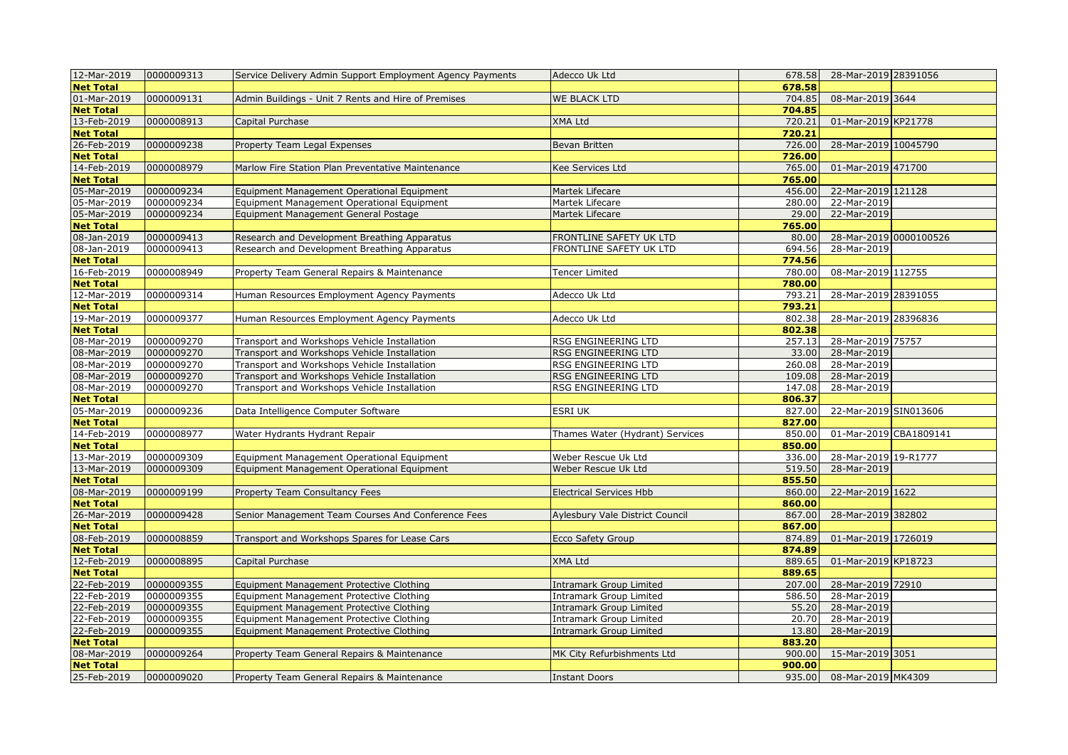| | | | | | | |
|---|---|---|---|---|---|---|
| 12-Mar-2019 | 0000009313 | Service Delivery Admin Support Employment Agency Payments | Adecco Uk Ltd | 678.58 | 28-Mar-2019 | 28391056 |
| **Net Total** | | | | **678.58** | | |
| 01-Mar-2019 | 0000009131 | Admin Buildings - Unit 7 Rents and Hire of Premises | WE BLACK LTD | 704.85 | 08-Mar-2019 | 3644 |
| **Net Total** | | | | **704.85** | | |
| 13-Feb-2019 | 0000008913 | Capital Purchase | XMA Ltd | 720.21 | 01-Mar-2019 | KP21778 |
| **Net Total** | | | | **720.21** | | |
| 26-Feb-2019 | 0000009238 | Property Team Legal Expenses | Bevan Britten | 726.00 | 28-Mar-2019 | 10045790 |
| **Net Total** | | | | **726.00** | | |
| 14-Feb-2019 | 0000008979 | Marlow Fire Station Plan Preventative Maintenance | Kee Services Ltd | 765.00 | 01-Mar-2019 | 471700 |
| **Net Total** | | | | **765.00** | | |
| 05-Mar-2019 | 0000009234 | Equipment Management Operational Equipment | Martek Lifecare | 456.00 | 22-Mar-2019 | 121128 |
| 05-Mar-2019 | 0000009234 | Equipment Management Operational Equipment | Martek Lifecare | 280.00 | 22-Mar-2019 | |
| 05-Mar-2019 | 0000009234 | Equipment Management General Postage | Martek Lifecare | 29.00 | 22-Mar-2019 | |
| **Net Total** | | | | **765.00** | | |
| 08-Jan-2019 | 0000009413 | Research and Development Breathing Apparatus | FRONTLINE SAFETY UK LTD | 80.00 | 28-Mar-2019 | 0000100526 |
| 08-Jan-2019 | 0000009413 | Research and Development Breathing Apparatus | FRONTLINE SAFETY UK LTD | 694.56 | 28-Mar-2019 | |
| **Net Total** | | | | **774.56** | | |
| 16-Feb-2019 | 0000008949 | Property Team General Repairs & Maintenance | Tencer Limited | 780.00 | 08-Mar-2019 | 112755 |
| **Net Total** | | | | **780.00** | | |
| 12-Mar-2019 | 0000009314 | Human Resources Employment Agency Payments | Adecco Uk Ltd | 793.21 | 28-Mar-2019 | 28391055 |
| **Net Total** | | | | **793.21** | | |
| 19-Mar-2019 | 0000009377 | Human Resources Employment Agency Payments | Adecco Uk Ltd | 802.38 | 28-Mar-2019 | 28396836 |
| **Net Total** | | | | **802.38** | | |
| 08-Mar-2019 | 0000009270 | Transport and Workshops Vehicle Installation | RSG ENGINEERING LTD | 257.13 | 28-Mar-2019 | 75757 |
| 08-Mar-2019 | 0000009270 | Transport and Workshops Vehicle Installation | RSG ENGINEERING LTD | 33.00 | 28-Mar-2019 | |
| 08-Mar-2019 | 0000009270 | Transport and Workshops Vehicle Installation | RSG ENGINEERING LTD | 260.08 | 28-Mar-2019 | |
| 08-Mar-2019 | 0000009270 | Transport and Workshops Vehicle Installation | RSG ENGINEERING LTD | 109.08 | 28-Mar-2019 | |
| 08-Mar-2019 | 0000009270 | Transport and Workshops Vehicle Installation | RSG ENGINEERING LTD | 147.08 | 28-Mar-2019 | |
| **Net Total** | | | | **806.37** | | |
| 05-Mar-2019 | 0000009236 | Data Intelligence Computer Software | ESRI UK | 827.00 | 22-Mar-2019 | SIN013606 |
| **Net Total** | | | | **827.00** | | |
| 14-Feb-2019 | 0000008977 | Water Hydrants Hydrant Repair | Thames Water (Hydrant) Services | 850.00 | 01-Mar-2019 | CBA1809141 |
| **Net Total** | | | | **850.00** | | |
| 13-Mar-2019 | 0000009309 | Equipment Management Operational Equipment | Weber Rescue Uk Ltd | 336.00 | 28-Mar-2019 | 19-R1777 |
| 13-Mar-2019 | 0000009309 | Equipment Management Operational Equipment | Weber Rescue Uk Ltd | 519.50 | 28-Mar-2019 | |
| **Net Total** | | | | **855.50** | | |
| 08-Mar-2019 | 0000009199 | Property Team Consultancy Fees | Electrical Services Hbb | 860.00 | 22-Mar-2019 | 1622 |
| **Net Total** | | | | **860.00** | | |
| 26-Mar-2019 | 0000009428 | Senior Management Team Courses And Conference Fees | Aylesbury Vale District Council | 867.00 | 28-Mar-2019 | 382802 |
| **Net Total** | | | | **867.00** | | |
| 08-Feb-2019 | 0000008859 | Transport and Workshops Spares for Lease Cars | Ecco Safety Group | 874.89 | 01-Mar-2019 | 1726019 |
| **Net Total** | | | | **874.89** | | |
| 12-Feb-2019 | 0000008895 | Capital Purchase | XMA Ltd | 889.65 | 01-Mar-2019 | KP18723 |
| **Net Total** | | | | **889.65** | | |
| 22-Feb-2019 | 0000009355 | Equipment Management Protective Clothing | Intramark Group Limited | 207.00 | 28-Mar-2019 | 72910 |
| 22-Feb-2019 | 0000009355 | Equipment Management Protective Clothing | Intramark Group Limited | 586.50 | 28-Mar-2019 | |
| 22-Feb-2019 | 0000009355 | Equipment Management Protective Clothing | Intramark Group Limited | 55.20 | 28-Mar-2019 | |
| 22-Feb-2019 | 0000009355 | Equipment Management Protective Clothing | Intramark Group Limited | 20.70 | 28-Mar-2019 | |
| 22-Feb-2019 | 0000009355 | Equipment Management Protective Clothing | Intramark Group Limited | 13.80 | 28-Mar-2019 | |
| **Net Total** | | | | **883.20** | | |
| 08-Mar-2019 | 0000009264 | Property Team General Repairs & Maintenance | MK City Refurbishments Ltd | 900.00 | 15-Mar-2019 | 3051 |
| **Net Total** | | | | **900.00** | | |
| 25-Feb-2019 | 0000009020 | Property Team General Repairs & Maintenance | Instant Doors | 935.00 | 08-Mar-2019 | MK4309 |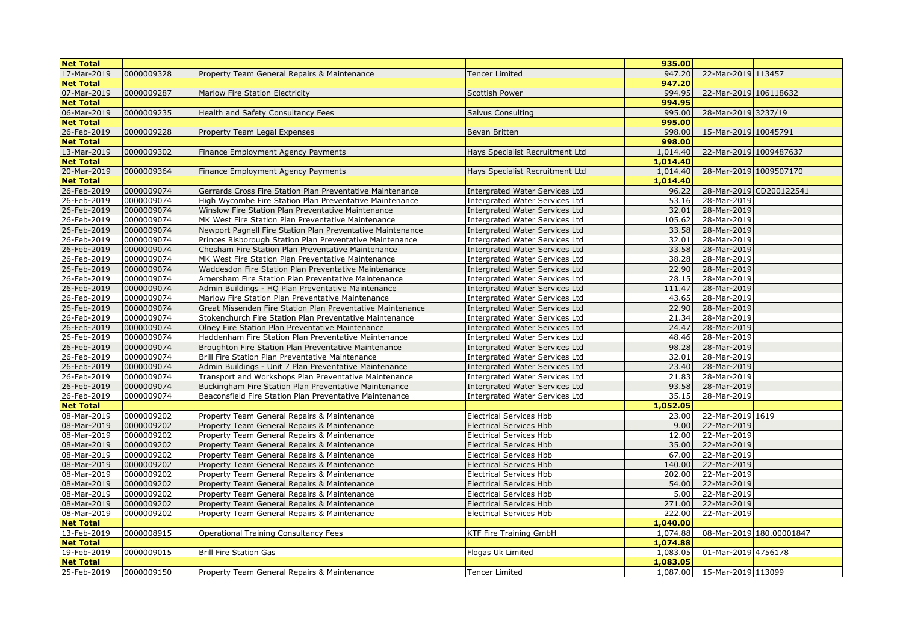| Net Total | | | | 935.00 | | |
|---|---|---|---|---|---|---|
| 17-Mar-2019 | 0000009328 | Property Team General Repairs & Maintenance | Tencer Limited | 947.20 | 22-Mar-2019 | 113457 |
| **Net Total** | | | | **947.20** | | |
| 07-Mar-2019 | 0000009287 | Marlow Fire Station Electricity | Scottish Power | 994.95 | 22-Mar-2019 | 106118632 |
| **Net Total** | | | | **994.95** | | |
| 06-Mar-2019 | 0000009235 | Health and Safety Consultancy Fees | Salvus Consulting | 995.00 | 28-Mar-2019 | 3237/19 |
| **Net Total** | | | | **995.00** | | |
| 26-Feb-2019 | 0000009228 | Property Team Legal Expenses | Bevan Britten | 998.00 | 15-Mar-2019 | 10045791 |
| **Net Total** | | | | **998.00** | | |
| 13-Mar-2019 | 0000009302 | Finance Employment Agency Payments | Hays Specialist Recruitment Ltd | 1,014.40 | 22-Mar-2019 | 1009487637 |
| **Net Total** | | | | **1,014.40** | | |
| 20-Mar-2019 | 0000009364 | Finance Employment Agency Payments | Hays Specialist Recruitment Ltd | 1,014.40 | 28-Mar-2019 | 1009507170 |
| **Net Total** | | | | **1,014.40** | | |
| 26-Feb-2019 | 0000009074 | Gerrards Cross Fire Station Plan Preventative Maintenance | Intergrated Water Services Ltd | 96.22 | 28-Mar-2019 | CD200122541 |
| 26-Feb-2019 | 0000009074 | High Wycombe Fire Station Plan Preventative Maintenance | Intergrated Water Services Ltd | 53.16 | 28-Mar-2019 | |
| 26-Feb-2019 | 0000009074 | Winslow Fire Station Plan Preventative Maintenance | Intergrated Water Services Ltd | 32.01 | 28-Mar-2019 | |
| 26-Feb-2019 | 0000009074 | MK West Fire Station Plan Preventative Maintenance | Intergrated Water Services Ltd | 105.62 | 28-Mar-2019 | |
| 26-Feb-2019 | 0000009074 | Newport Pagnell Fire Station Plan Preventative Maintenance | Intergrated Water Services Ltd | 33.58 | 28-Mar-2019 | |
| 26-Feb-2019 | 0000009074 | Princes Risborough Station Plan Preventative Maintenance | Intergrated Water Services Ltd | 32.01 | 28-Mar-2019 | |
| 26-Feb-2019 | 0000009074 | Chesham Fire Station Plan Preventative Maintenance | Intergrated Water Services Ltd | 33.58 | 28-Mar-2019 | |
| 26-Feb-2019 | 0000009074 | MK West Fire Station Plan Preventative Maintenance | Intergrated Water Services Ltd | 38.28 | 28-Mar-2019 | |
| 26-Feb-2019 | 0000009074 | Waddesdon Fire Station Plan Preventative Maintenance | Intergrated Water Services Ltd | 22.90 | 28-Mar-2019 | |
| 26-Feb-2019 | 0000009074 | Amersham Fire Station Plan Preventative Maintenance | Intergrated Water Services Ltd | 28.15 | 28-Mar-2019 | |
| 26-Feb-2019 | 0000009074 | Admin Buildings - HQ Plan Preventative Maintenance | Intergrated Water Services Ltd | 111.47 | 28-Mar-2019 | |
| 26-Feb-2019 | 0000009074 | Marlow Fire Station Plan Preventative Maintenance | Intergrated Water Services Ltd | 43.65 | 28-Mar-2019 | |
| 26-Feb-2019 | 0000009074 | Great Missenden Fire Station Plan Preventative Maintenance | Intergrated Water Services Ltd | 22.90 | 28-Mar-2019 | |
| 26-Feb-2019 | 0000009074 | Stokenchurch Fire Station Plan Preventative Maintenance | Intergrated Water Services Ltd | 21.34 | 28-Mar-2019 | |
| 26-Feb-2019 | 0000009074 | Olney Fire Station Plan Preventative Maintenance | Intergrated Water Services Ltd | 24.47 | 28-Mar-2019 | |
| 26-Feb-2019 | 0000009074 | Haddenham Fire Station Plan Preventative Maintenance | Intergrated Water Services Ltd | 48.46 | 28-Mar-2019 | |
| 26-Feb-2019 | 0000009074 | Broughton Fire Station Plan Preventative Maintenance | Intergrated Water Services Ltd | 98.28 | 28-Mar-2019 | |
| 26-Feb-2019 | 0000009074 | Brill Fire Station Plan Preventative Maintenance | Intergrated Water Services Ltd | 32.01 | 28-Mar-2019 | |
| 26-Feb-2019 | 0000009074 | Admin Buildings - Unit 7 Plan Preventative Maintenance | Intergrated Water Services Ltd | 23.40 | 28-Mar-2019 | |
| 26-Feb-2019 | 0000009074 | Transport and Workshops Plan Preventative Maintenance | Intergrated Water Services Ltd | 21.83 | 28-Mar-2019 | |
| 26-Feb-2019 | 0000009074 | Buckingham Fire Station Plan Preventative Maintenance | Intergrated Water Services Ltd | 93.58 | 28-Mar-2019 | |
| 26-Feb-2019 | 0000009074 | Beaconsfield Fire Station Plan Preventative Maintenance | Intergrated Water Services Ltd | 35.15 | 28-Mar-2019 | |
| **Net Total** | | | | **1,052.05** | | |
| 08-Mar-2019 | 0000009202 | Property Team General Repairs & Maintenance | Electrical Services Hbb | 23.00 | 22-Mar-2019 | 1619 |
| 08-Mar-2019 | 0000009202 | Property Team General Repairs & Maintenance | Electrical Services Hbb | 9.00 | 22-Mar-2019 | |
| 08-Mar-2019 | 0000009202 | Property Team General Repairs & Maintenance | Electrical Services Hbb | 12.00 | 22-Mar-2019 | |
| 08-Mar-2019 | 0000009202 | Property Team General Repairs & Maintenance | Electrical Services Hbb | 35.00 | 22-Mar-2019 | |
| 08-Mar-2019 | 0000009202 | Property Team General Repairs & Maintenance | Electrical Services Hbb | 67.00 | 22-Mar-2019 | |
| 08-Mar-2019 | 0000009202 | Property Team General Repairs & Maintenance | Electrical Services Hbb | 140.00 | 22-Mar-2019 | |
| 08-Mar-2019 | 0000009202 | Property Team General Repairs & Maintenance | Electrical Services Hbb | 202.00 | 22-Mar-2019 | |
| 08-Mar-2019 | 0000009202 | Property Team General Repairs & Maintenance | Electrical Services Hbb | 54.00 | 22-Mar-2019 | |
| 08-Mar-2019 | 0000009202 | Property Team General Repairs & Maintenance | Electrical Services Hbb | 5.00 | 22-Mar-2019 | |
| 08-Mar-2019 | 0000009202 | Property Team General Repairs & Maintenance | Electrical Services Hbb | 271.00 | 22-Mar-2019 | |
| 08-Mar-2019 | 0000009202 | Property Team General Repairs & Maintenance | Electrical Services Hbb | 222.00 | 22-Mar-2019 | |
| **Net Total** | | | | **1,040.00** | | |
| 13-Feb-2019 | 0000008915 | Operational Training Consultancy Fees | KTF Fire Training GmbH | 1,074.88 | 08-Mar-2019 | 180.00001847 |
| **Net Total** | | | | **1,074.88** | | |
| 19-Feb-2019 | 0000009015 | Brill Fire Station Gas | Flogas Uk Limited | 1,083.05 | 01-Mar-2019 | 4756178 |
| **Net Total** | | | | **1,083.05** | | |
| 25-Feb-2019 | 0000009150 | Property Team General Repairs & Maintenance | Tencer Limited | 1,087.00 | 15-Mar-2019 | 113099 |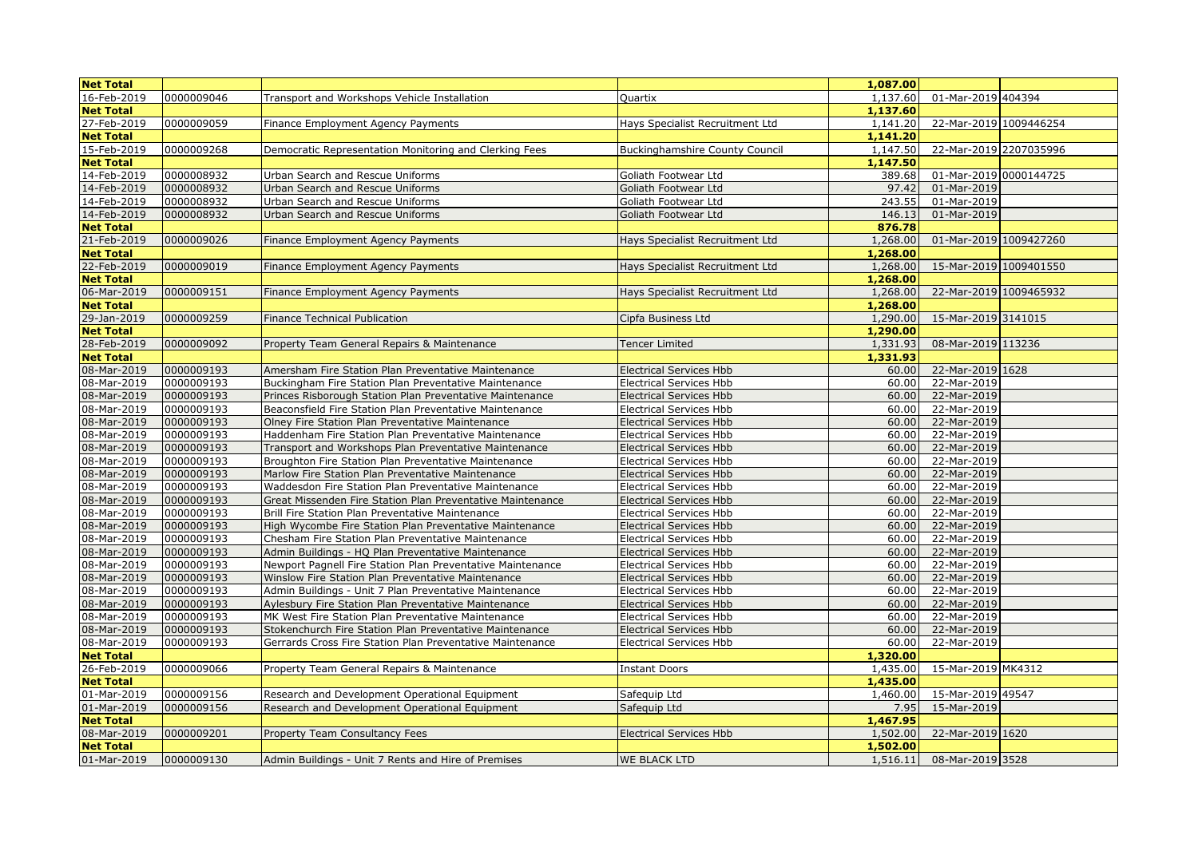| Net Total | | | | 1,087.00 | | |
|---|---|---|---|---|---|---|
| 16-Feb-2019 | 0000009046 | Transport and Workshops Vehicle Installation | Quartix | 1,137.60 | 01-Mar-2019 | 404394 |
| Net Total | | | | 1,137.60 | | |
| 27-Feb-2019 | 0000009059 | Finance Employment Agency Payments | Hays Specialist Recruitment Ltd | 1,141.20 | 22-Mar-2019 | 1009446254 |
| Net Total | | | | 1,141.20 | | |
| 15-Feb-2019 | 0000009268 | Democratic Representation Monitoring and Clerking Fees | Buckinghamshire County Council | 1,147.50 | 22-Mar-2019 | 2207035996 |
| Net Total | | | | 1,147.50 | | |
| 14-Feb-2019 | 0000008932 | Urban Search and Rescue Uniforms | Goliath Footwear Ltd | 389.68 | 01-Mar-2019 | 0000144725 |
| 14-Feb-2019 | 0000008932 | Urban Search and Rescue Uniforms | Goliath Footwear Ltd | 97.42 | 01-Mar-2019 | |
| 14-Feb-2019 | 0000008932 | Urban Search and Rescue Uniforms | Goliath Footwear Ltd | 243.55 | 01-Mar-2019 | |
| 14-Feb-2019 | 0000008932 | Urban Search and Rescue Uniforms | Goliath Footwear Ltd | 146.13 | 01-Mar-2019 | |
| Net Total | | | | 876.78 | | |
| 21-Feb-2019 | 0000009026 | Finance Employment Agency Payments | Hays Specialist Recruitment Ltd | 1,268.00 | 01-Mar-2019 | 1009427260 |
| Net Total | | | | 1,268.00 | | |
| 22-Feb-2019 | 0000009019 | Finance Employment Agency Payments | Hays Specialist Recruitment Ltd | 1,268.00 | 15-Mar-2019 | 1009401550 |
| Net Total | | | | 1,268.00 | | |
| 06-Mar-2019 | 0000009151 | Finance Employment Agency Payments | Hays Specialist Recruitment Ltd | 1,268.00 | 22-Mar-2019 | 1009465932 |
| Net Total | | | | 1,268.00 | | |
| 29-Jan-2019 | 0000009259 | Finance Technical Publication | Cipfa Business Ltd | 1,290.00 | 15-Mar-2019 | 3141015 |
| Net Total | | | | 1,290.00 | | |
| 28-Feb-2019 | 0000009092 | Property Team General Repairs & Maintenance | Tencer Limited | 1,331.93 | 08-Mar-2019 | 113236 |
| Net Total | | | | 1,331.93 | | |
| 08-Mar-2019 | 0000009193 | Amersham Fire Station Plan Preventative Maintenance | Electrical Services Hbb | 60.00 | 22-Mar-2019 | 1628 |
| 08-Mar-2019 | 0000009193 | Buckingham Fire Station Plan Preventative Maintenance | Electrical Services Hbb | 60.00 | 22-Mar-2019 | |
| 08-Mar-2019 | 0000009193 | Princes Risborough Station Plan Preventative Maintenance | Electrical Services Hbb | 60.00 | 22-Mar-2019 | |
| 08-Mar-2019 | 0000009193 | Beaconsfield Fire Station Plan Preventative Maintenance | Electrical Services Hbb | 60.00 | 22-Mar-2019 | |
| 08-Mar-2019 | 0000009193 | Olney Fire Station Plan Preventative Maintenance | Electrical Services Hbb | 60.00 | 22-Mar-2019 | |
| 08-Mar-2019 | 0000009193 | Haddenham Fire Station Plan Preventative Maintenance | Electrical Services Hbb | 60.00 | 22-Mar-2019 | |
| 08-Mar-2019 | 0000009193 | Transport and Workshops Plan Preventative Maintenance | Electrical Services Hbb | 60.00 | 22-Mar-2019 | |
| 08-Mar-2019 | 0000009193 | Broughton Fire Station Plan Preventative Maintenance | Electrical Services Hbb | 60.00 | 22-Mar-2019 | |
| 08-Mar-2019 | 0000009193 | Marlow Fire Station Plan Preventative Maintenance | Electrical Services Hbb | 60.00 | 22-Mar-2019 | |
| 08-Mar-2019 | 0000009193 | Waddesdon Fire Station Plan Preventative Maintenance | Electrical Services Hbb | 60.00 | 22-Mar-2019 | |
| 08-Mar-2019 | 0000009193 | Great Missenden Fire Station Plan Preventative Maintenance | Electrical Services Hbb | 60.00 | 22-Mar-2019 | |
| 08-Mar-2019 | 0000009193 | Brill Fire Station Plan Preventative Maintenance | Electrical Services Hbb | 60.00 | 22-Mar-2019 | |
| 08-Mar-2019 | 0000009193 | High Wycombe Fire Station Plan Preventative Maintenance | Electrical Services Hbb | 60.00 | 22-Mar-2019 | |
| 08-Mar-2019 | 0000009193 | Chesham Fire Station Plan Preventative Maintenance | Electrical Services Hbb | 60.00 | 22-Mar-2019 | |
| 08-Mar-2019 | 0000009193 | Admin Buildings - HQ Plan Preventative Maintenance | Electrical Services Hbb | 60.00 | 22-Mar-2019 | |
| 08-Mar-2019 | 0000009193 | Newport Pagnell Fire Station Plan Preventative Maintenance | Electrical Services Hbb | 60.00 | 22-Mar-2019 | |
| 08-Mar-2019 | 0000009193 | Winslow Fire Station Plan Preventative Maintenance | Electrical Services Hbb | 60.00 | 22-Mar-2019 | |
| 08-Mar-2019 | 0000009193 | Admin Buildings - Unit 7 Plan Preventative Maintenance | Electrical Services Hbb | 60.00 | 22-Mar-2019 | |
| 08-Mar-2019 | 0000009193 | Aylesbury Fire Station Plan Preventative Maintenance | Electrical Services Hbb | 60.00 | 22-Mar-2019 | |
| 08-Mar-2019 | 0000009193 | MK West Fire Station Plan Preventative Maintenance | Electrical Services Hbb | 60.00 | 22-Mar-2019 | |
| 08-Mar-2019 | 0000009193 | Stokenchurch Fire Station Plan Preventative Maintenance | Electrical Services Hbb | 60.00 | 22-Mar-2019 | |
| 08-Mar-2019 | 0000009193 | Gerrards Cross Fire Station Plan Preventative Maintenance | Electrical Services Hbb | 60.00 | 22-Mar-2019 | |
| Net Total | | | | 1,320.00 | | |
| 26-Feb-2019 | 0000009066 | Property Team General Repairs & Maintenance | Instant Doors | 1,435.00 | 15-Mar-2019 | MK4312 |
| Net Total | | | | 1,435.00 | | |
| 01-Mar-2019 | 0000009156 | Research and Development Operational Equipment | Safequip Ltd | 1,460.00 | 15-Mar-2019 | 49547 |
| 01-Mar-2019 | 0000009156 | Research and Development Operational Equipment | Safequip Ltd | 7.95 | 15-Mar-2019 | |
| Net Total | | | | 1,467.95 | | |
| 08-Mar-2019 | 0000009201 | Property Team Consultancy Fees | Electrical Services Hbb | 1,502.00 | 22-Mar-2019 | 1620 |
| Net Total | | | | 1,502.00 | | |
| 01-Mar-2019 | 0000009130 | Admin Buildings - Unit 7 Rents and Hire of Premises | WE BLACK LTD | 1,516.11 | 08-Mar-2019 | 3528 |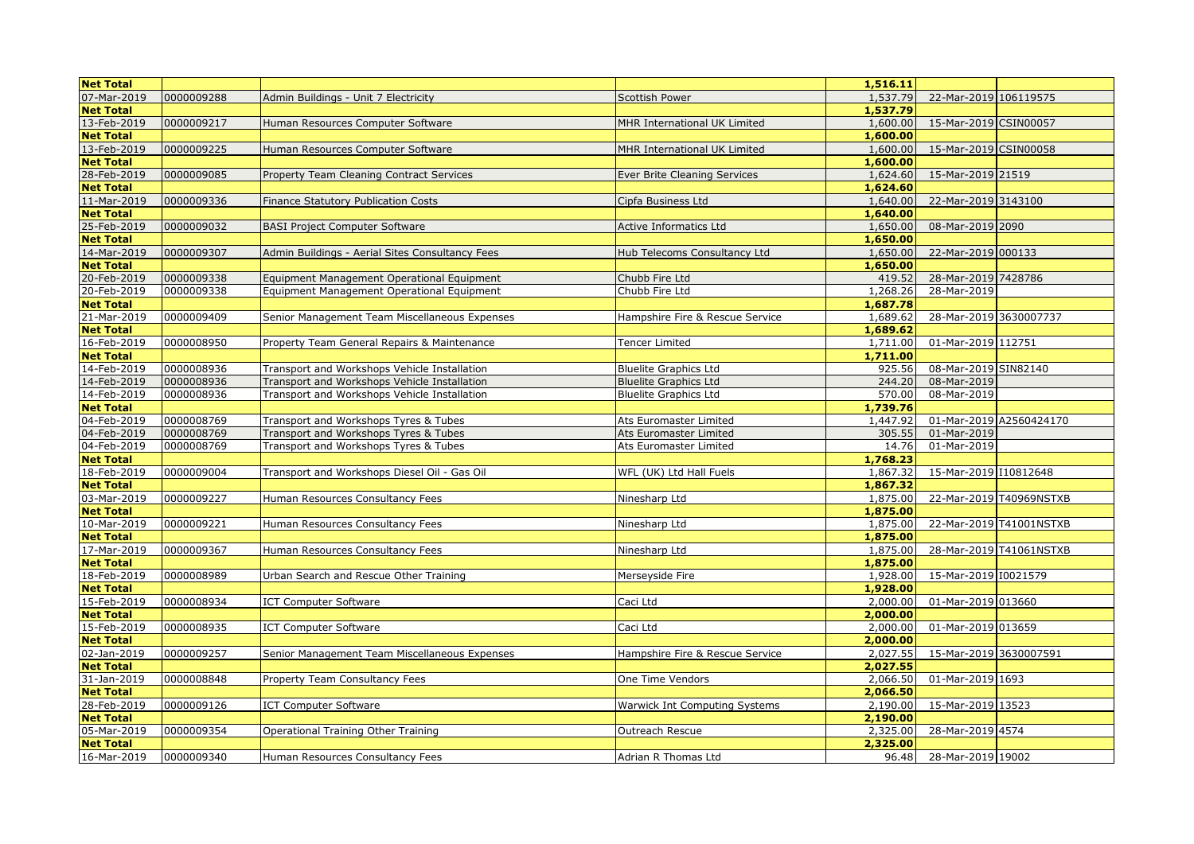| Net Total | | | | 1,516.11 | | |
|---|---|---|---|---|---|---|
| 07-Mar-2019 | 0000009288 | Admin Buildings - Unit 7 Electricity | Scottish Power | 1,537.79 | 22-Mar-2019 | 106119575 |
| **Net Total** | | | | **1,537.79** | | |
| 13-Feb-2019 | 0000009217 | Human Resources Computer Software | MHR International UK Limited | 1,600.00 | 15-Mar-2019 | CSIN00057 |
| **Net Total** | | | | **1,600.00** | | |
| 13-Feb-2019 | 0000009225 | Human Resources Computer Software | MHR International UK Limited | 1,600.00 | 15-Mar-2019 | CSIN00058 |
| **Net Total** | | | | **1,600.00** | | |
| 28-Feb-2019 | 0000009085 | Property Team Cleaning Contract Services | Ever Brite Cleaning Services | 1,624.60 | 15-Mar-2019 | 21519 |
| **Net Total** | | | | **1,624.60** | | |
| 11-Mar-2019 | 0000009336 | Finance Statutory Publication Costs | Cipfa Business Ltd | 1,640.00 | 22-Mar-2019 | 3143100 |
| **Net Total** | | | | **1,640.00** | | |
| 25-Feb-2019 | 0000009032 | BASI Project Computer Software | Active Informatics Ltd | 1,650.00 | 08-Mar-2019 | 2090 |
| **Net Total** | | | | **1,650.00** | | |
| 14-Mar-2019 | 0000009307 | Admin Buildings - Aerial Sites Consultancy Fees | Hub Telecoms Consultancy Ltd | 1,650.00 | 22-Mar-2019 | 000133 |
| **Net Total** | | | | **1,650.00** | | |
| 20-Feb-2019 | 0000009338 | Equipment Management Operational Equipment | Chubb Fire Ltd | 419.52 | 28-Mar-2019 | 7428786 |
| 20-Feb-2019 | 0000009338 | Equipment Management Operational Equipment | Chubb Fire Ltd | 1,268.26 | 28-Mar-2019 | |
| **Net Total** | | | | **1,687.78** | | |
| 21-Mar-2019 | 0000009409 | Senior Management Team Miscellaneous Expenses | Hampshire Fire & Rescue Service | 1,689.62 | 28-Mar-2019 | 3630007737 |
| **Net Total** | | | | **1,689.62** | | |
| 16-Feb-2019 | 0000008950 | Property Team General Repairs & Maintenance | Tencer Limited | 1,711.00 | 01-Mar-2019 | 112751 |
| **Net Total** | | | | **1,711.00** | | |
| 14-Feb-2019 | 0000008936 | Transport and Workshops Vehicle Installation | Bluelite Graphics Ltd | 925.56 | 08-Mar-2019 | SIN82140 |
| 14-Feb-2019 | 0000008936 | Transport and Workshops Vehicle Installation | Bluelite Graphics Ltd | 244.20 | 08-Mar-2019 | |
| 14-Feb-2019 | 0000008936 | Transport and Workshops Vehicle Installation | Bluelite Graphics Ltd | 570.00 | 08-Mar-2019 | |
| **Net Total** | | | | **1,739.76** | | |
| 04-Feb-2019 | 0000008769 | Transport and Workshops Tyres & Tubes | Ats Euromaster Limited | 1,447.92 | 01-Mar-2019 | A2560424170 |
| 04-Feb-2019 | 0000008769 | Transport and Workshops Tyres & Tubes | Ats Euromaster Limited | 305.55 | 01-Mar-2019 | |
| 04-Feb-2019 | 0000008769 | Transport and Workshops Tyres & Tubes | Ats Euromaster Limited | 14.76 | 01-Mar-2019 | |
| **Net Total** | | | | **1,768.23** | | |
| 18-Feb-2019 | 0000009004 | Transport and Workshops Diesel Oil - Gas Oil | WFL (UK) Ltd Hall Fuels | 1,867.32 | 15-Mar-2019 | I10812648 |
| **Net Total** | | | | **1,867.32** | | |
| 03-Mar-2019 | 0000009227 | Human Resources Consultancy Fees | Ninesharp Ltd | 1,875.00 | 22-Mar-2019 | T40969NSTXB |
| **Net Total** | | | | **1,875.00** | | |
| 10-Mar-2019 | 0000009221 | Human Resources Consultancy Fees | Ninesharp Ltd | 1,875.00 | 22-Mar-2019 | T41001NSTXB |
| **Net Total** | | | | **1,875.00** | | |
| 17-Mar-2019 | 0000009367 | Human Resources Consultancy Fees | Ninesharp Ltd | 1,875.00 | 28-Mar-2019 | T41061NSTXB |
| **Net Total** | | | | **1,875.00** | | |
| 18-Feb-2019 | 0000008989 | Urban Search and Rescue Other Training | Merseyside Fire | 1,928.00 | 15-Mar-2019 | I0021579 |
| **Net Total** | | | | **1,928.00** | | |
| 15-Feb-2019 | 0000008934 | ICT Computer Software | Caci Ltd | 2,000.00 | 01-Mar-2019 | 013660 |
| **Net Total** | | | | **2,000.00** | | |
| 15-Feb-2019 | 0000008935 | ICT Computer Software | Caci Ltd | 2,000.00 | 01-Mar-2019 | 013659 |
| **Net Total** | | | | **2,000.00** | | |
| 02-Jan-2019 | 0000009257 | Senior Management Team Miscellaneous Expenses | Hampshire Fire & Rescue Service | 2,027.55 | 15-Mar-2019 | 3630007591 |
| **Net Total** | | | | **2,027.55** | | |
| 31-Jan-2019 | 0000008848 | Property Team Consultancy Fees | One Time Vendors | 2,066.50 | 01-Mar-2019 | 1693 |
| **Net Total** | | | | **2,066.50** | | |
| 28-Feb-2019 | 0000009126 | ICT Computer Software | Warwick Int Computing Systems | 2,190.00 | 15-Mar-2019 | 13523 |
| **Net Total** | | | | **2,190.00** | | |
| 05-Mar-2019 | 0000009354 | Operational Training Other Training | Outreach Rescue | 2,325.00 | 28-Mar-2019 | 4574 |
| **Net Total** | | | | **2,325.00** | | |
| 16-Mar-2019 | 0000009340 | Human Resources Consultancy Fees | Adrian R Thomas Ltd | 96.48 | 28-Mar-2019 | 19002 |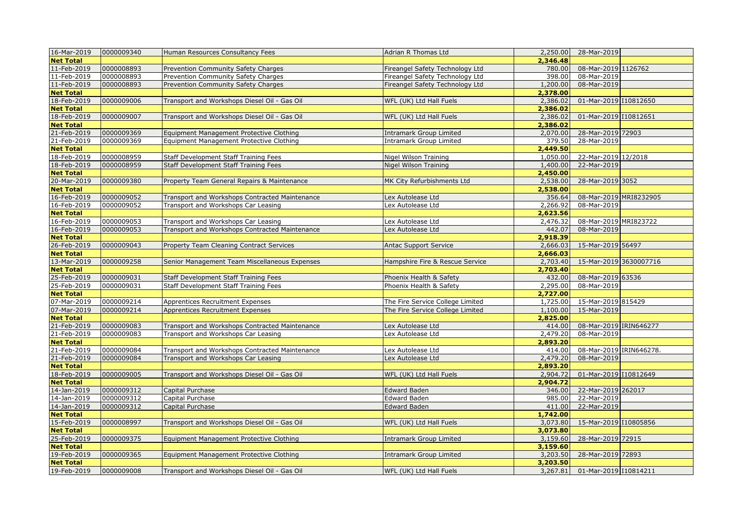| 16-Mar-2019 | 0000009340 | Human Resources Consultancy Fees | Adrian R Thomas Ltd | 2,250.00 | 28-Mar-2019 | |
|---|---|---|---|---|---|---|
| **Net Total** | | | | **2,346.48** | | |
| 11-Feb-2019 | 0000008893 | Prevention Community Safety Charges | Fireangel Safety Technology Ltd | 780.00 | 08-Mar-2019 | 1126762 |
| 11-Feb-2019 | 0000008893 | Prevention Community Safety Charges | Fireangel Safety Technology Ltd | 398.00 | 08-Mar-2019 | |
| 11-Feb-2019 | 0000008893 | Prevention Community Safety Charges | Fireangel Safety Technology Ltd | 1,200.00 | 08-Mar-2019 | |
| **Net Total** | | | | **2,378.00** | | |
| 18-Feb-2019 | 0000009006 | Transport and Workshops Diesel Oil - Gas Oil | WFL (UK) Ltd Hall Fuels | 2,386.02 | 01-Mar-2019 | I10812650 |
| **Net Total** | | | | **2,386.02** | | |
| 18-Feb-2019 | 0000009007 | Transport and Workshops Diesel Oil - Gas Oil | WFL (UK) Ltd Hall Fuels | 2,386.02 | 01-Mar-2019 | I10812651 |
| **Net Total** | | | | **2,386.02** | | |
| 21-Feb-2019 | 0000009369 | Equipment Management Protective Clothing | Intramark Group Limited | 2,070.00 | 28-Mar-2019 | 72903 |
| 21-Feb-2019 | 0000009369 | Equipment Management Protective Clothing | Intramark Group Limited | 379.50 | 28-Mar-2019 | |
| **Net Total** | | | | **2,449.50** | | |
| 18-Feb-2019 | 0000008959 | Staff Development Staff Training Fees | Nigel Wilson Training | 1,050.00 | 22-Mar-2019 | 12/2018 |
| 18-Feb-2019 | 0000008959 | Staff Development Staff Training Fees | Nigel Wilson Training | 1,400.00 | 22-Mar-2019 | |
| **Net Total** | | | | **2,450.00** | | |
| 20-Mar-2019 | 0000009380 | Property Team General Repairs & Maintenance | MK City Refurbishments Ltd | 2,538.00 | 28-Mar-2019 | 3052 |
| **Net Total** | | | | **2,538.00** | | |
| 16-Feb-2019 | 0000009052 | Transport and Workshops Contracted Maintenance | Lex Autolease Ltd | 356.64 | 08-Mar-2019 | MRI8232905 |
| 16-Feb-2019 | 0000009052 | Transport and Workshops Car Leasing | Lex Autolease Ltd | 2,266.92 | 08-Mar-2019 | |
| **Net Total** | | | | **2,623.56** | | |
| 16-Feb-2019 | 0000009053 | Transport and Workshops Car Leasing | Lex Autolease Ltd | 2,476.32 | 08-Mar-2019 | MRI823722 |
| 16-Feb-2019 | 0000009053 | Transport and Workshops Contracted Maintenance | Lex Autolease Ltd | 442.07 | 08-Mar-2019 | |
| **Net Total** | | | | **2,918.39** | | |
| 26-Feb-2019 | 0000009043 | Property Team Cleaning Contract Services | Antac Support Service | 2,666.03 | 15-Mar-2019 | 56497 |
| **Net Total** | | | | **2,666.03** | | |
| 13-Mar-2019 | 0000009258 | Senior Management Team Miscellaneous Expenses | Hampshire Fire & Rescue Service | 2,703.40 | 15-Mar-2019 | 3630007716 |
| **Net Total** | | | | **2,703.40** | | |
| 25-Feb-2019 | 0000009031 | Staff Development Staff Training Fees | Phoenix Health & Safety | 432.00 | 08-Mar-2019 | 63536 |
| 25-Feb-2019 | 0000009031 | Staff Development Staff Training Fees | Phoenix Health & Safety | 2,295.00 | 08-Mar-2019 | |
| **Net Total** | | | | **2,727.00** | | |
| 07-Mar-2019 | 0000009214 | Apprentices Recruitment Expenses | The Fire Service College Limited | 1,725.00 | 15-Mar-2019 | 815429 |
| 07-Mar-2019 | 0000009214 | Apprentices Recruitment Expenses | The Fire Service College Limited | 1,100.00 | 15-Mar-2019 | |
| **Net Total** | | | | **2,825.00** | | |
| 21-Feb-2019 | 0000009083 | Transport and Workshops Contracted Maintenance | Lex Autolease Ltd | 414.00 | 08-Mar-2019 | IRIN646277 |
| 21-Feb-2019 | 0000009083 | Transport and Workshops Car Leasing | Lex Autolease Ltd | 2,479.20 | 08-Mar-2019 | |
| **Net Total** | | | | **2,893.20** | | |
| 21-Feb-2019 | 0000009084 | Transport and Workshops Contracted Maintenance | Lex Autolease Ltd | 414.00 | 08-Mar-2019 | IRIN646278. |
| 21-Feb-2019 | 0000009084 | Transport and Workshops Car Leasing | Lex Autolease Ltd | 2,479.20 | 08-Mar-2019 | |
| **Net Total** | | | | **2,893.20** | | |
| 18-Feb-2019 | 0000009005 | Transport and Workshops Diesel Oil - Gas Oil | WFL (UK) Ltd Hall Fuels | 2,904.72 | 01-Mar-2019 | I10812649 |
| **Net Total** | | | | **2,904.72** | | |
| 14-Jan-2019 | 0000009312 | Capital Purchase | Edward Baden | 346.00 | 22-Mar-2019 | 262017 |
| 14-Jan-2019 | 0000009312 | Capital Purchase | Edward Baden | 985.00 | 22-Mar-2019 | |
| 14-Jan-2019 | 0000009312 | Capital Purchase | Edward Baden | 411.00 | 22-Mar-2019 | |
| **Net Total** | | | | **1,742.00** | | |
| 15-Feb-2019 | 0000008997 | Transport and Workshops Diesel Oil - Gas Oil | WFL (UK) Ltd Hall Fuels | 3,073.80 | 15-Mar-2019 | I10805856 |
| **Net Total** | | | | **3,073.80** | | |
| 25-Feb-2019 | 0000009375 | Equipment Management Protective Clothing | Intramark Group Limited | 3,159.60 | 28-Mar-2019 | 72915 |
| **Net Total** | | | | **3,159.60** | | |
| 19-Feb-2019 | 0000009365 | Equipment Management Protective Clothing | Intramark Group Limited | 3,203.50 | 28-Mar-2019 | 72893 |
| **Net Total** | | | | **3,203.50** | | |
| 19-Feb-2019 | 0000009008 | Transport and Workshops Diesel Oil - Gas Oil | WFL (UK) Ltd Hall Fuels | 3,267.81 | 01-Mar-2019 | I10814211 |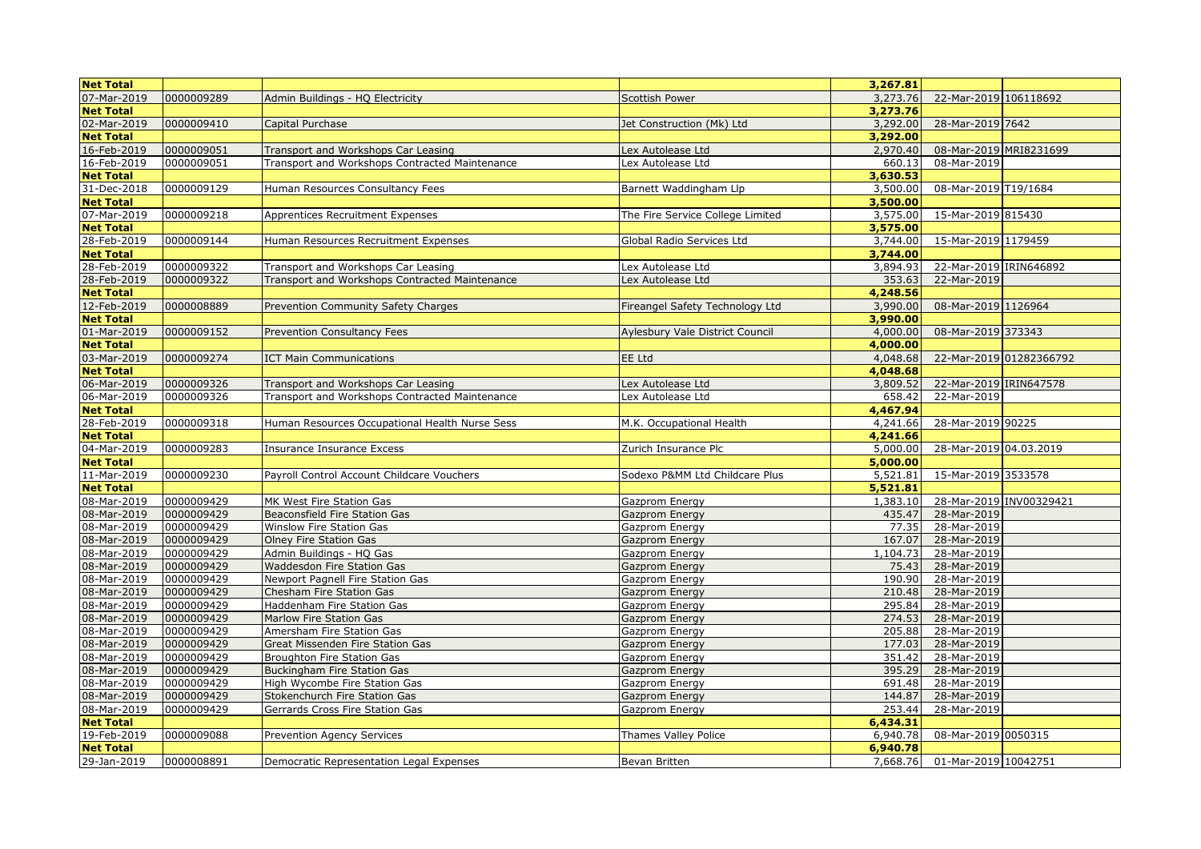| Net Total | | | | 3,267.81 | | |
|---|---|---|---|---|---|---|
| 07-Mar-2019 | 0000009289 | Admin Buildings - HQ Electricity | Scottish Power | 3,273.76 | 22-Mar-2019 | 106118692 |
| **Net Total** | | | | **3,273.76** | | |
| 02-Mar-2019 | 0000009410 | Capital Purchase | Jet Construction (Mk) Ltd | 3,292.00 | 28-Mar-2019 | 7642 |
| **Net Total** | | | | **3,292.00** | | |
| 16-Feb-2019 | 0000009051 | Transport and Workshops Car Leasing | Lex Autolease Ltd | 2,970.40 | 08-Mar-2019 | MRI8231699 |
| 16-Feb-2019 | 0000009051 | Transport and Workshops Contracted Maintenance | Lex Autolease Ltd | 660.13 | 08-Mar-2019 | |
| **Net Total** | | | | **3,630.53** | | |
| 31-Dec-2018 | 0000009129 | Human Resources Consultancy Fees | Barnett Waddingham Llp | 3,500.00 | 08-Mar-2019 | T19/1684 |
| **Net Total** | | | | **3,500.00** | | |
| 07-Mar-2019 | 0000009218 | Apprentices Recruitment Expenses | The Fire Service College Limited | 3,575.00 | 15-Mar-2019 | 815430 |
| **Net Total** | | | | **3,575.00** | | |
| 28-Feb-2019 | 0000009144 | Human Resources Recruitment Expenses | Global Radio Services Ltd | 3,744.00 | 15-Mar-2019 | 1179459 |
| **Net Total** | | | | **3,744.00** | | |
| 28-Feb-2019 | 0000009322 | Transport and Workshops Car Leasing | Lex Autolease Ltd | 3,894.93 | 22-Mar-2019 | IRIN646892 |
| 28-Feb-2019 | 0000009322 | Transport and Workshops Contracted Maintenance | Lex Autolease Ltd | 353.63 | 22-Mar-2019 | |
| **Net Total** | | | | **4,248.56** | | |
| 12-Feb-2019 | 0000008889 | Prevention Community Safety Charges | Fireangel Safety Technology Ltd | 3,990.00 | 08-Mar-2019 | 1126964 |
| **Net Total** | | | | **3,990.00** | | |
| 01-Mar-2019 | 0000009152 | Prevention Consultancy Fees | Aylesbury Vale District Council | 4,000.00 | 08-Mar-2019 | 373343 |
| **Net Total** | | | | **4,000.00** | | |
| 03-Mar-2019 | 0000009274 | ICT Main Communications | EE Ltd | 4,048.68 | 22-Mar-2019 | 01282366792 |
| **Net Total** | | | | **4,048.68** | | |
| 06-Mar-2019 | 0000009326 | Transport and Workshops Car Leasing | Lex Autolease Ltd | 3,809.52 | 22-Mar-2019 | IRIN647578 |
| 06-Mar-2019 | 0000009326 | Transport and Workshops Contracted Maintenance | Lex Autolease Ltd | 658.42 | 22-Mar-2019 | |
| **Net Total** | | | | **4,467.94** | | |
| 28-Feb-2019 | 0000009318 | Human Resources Occupational Health Nurse Sess | M.K. Occupational Health | 4,241.66 | 28-Mar-2019 | 90225 |
| **Net Total** | | | | **4,241.66** | | |
| 04-Mar-2019 | 0000009283 | Insurance Insurance Excess | Zurich Insurance Plc | 5,000.00 | 28-Mar-2019 | 04.03.2019 |
| **Net Total** | | | | **5,000.00** | | |
| 11-Mar-2019 | 0000009230 | Payroll Control Account Childcare Vouchers | Sodexo P&MM Ltd Childcare Plus | 5,521.81 | 15-Mar-2019 | 3533578 |
| **Net Total** | | | | **5,521.81** | | |
| 08-Mar-2019 | 0000009429 | MK West Fire Station Gas | Gazprom Energy | 1,383.10 | 28-Mar-2019 | INV00329421 |
| 08-Mar-2019 | 0000009429 | Beaconsfield Fire Station Gas | Gazprom Energy | 435.47 | 28-Mar-2019 | |
| 08-Mar-2019 | 0000009429 | Winslow Fire Station Gas | Gazprom Energy | 77.35 | 28-Mar-2019 | |
| 08-Mar-2019 | 0000009429 | Olney Fire Station Gas | Gazprom Energy | 167.07 | 28-Mar-2019 | |
| 08-Mar-2019 | 0000009429 | Admin Buildings - HQ Gas | Gazprom Energy | 1,104.73 | 28-Mar-2019 | |
| 08-Mar-2019 | 0000009429 | Waddesdon Fire Station Gas | Gazprom Energy | 75.43 | 28-Mar-2019 | |
| 08-Mar-2019 | 0000009429 | Newport Pagnell Fire Station Gas | Gazprom Energy | 190.90 | 28-Mar-2019 | |
| 08-Mar-2019 | 0000009429 | Chesham Fire Station Gas | Gazprom Energy | 210.48 | 28-Mar-2019 | |
| 08-Mar-2019 | 0000009429 | Haddenham Fire Station Gas | Gazprom Energy | 295.84 | 28-Mar-2019 | |
| 08-Mar-2019 | 0000009429 | Marlow Fire Station Gas | Gazprom Energy | 274.53 | 28-Mar-2019 | |
| 08-Mar-2019 | 0000009429 | Amersham Fire Station Gas | Gazprom Energy | 205.88 | 28-Mar-2019 | |
| 08-Mar-2019 | 0000009429 | Great Missenden Fire Station Gas | Gazprom Energy | 177.03 | 28-Mar-2019 | |
| 08-Mar-2019 | 0000009429 | Broughton Fire Station Gas | Gazprom Energy | 351.42 | 28-Mar-2019 | |
| 08-Mar-2019 | 0000009429 | Buckingham Fire Station Gas | Gazprom Energy | 395.29 | 28-Mar-2019 | |
| 08-Mar-2019 | 0000009429 | High Wycombe Fire Station Gas | Gazprom Energy | 691.48 | 28-Mar-2019 | |
| 08-Mar-2019 | 0000009429 | Stokenchurch Fire Station Gas | Gazprom Energy | 144.87 | 28-Mar-2019 | |
| 08-Mar-2019 | 0000009429 | Gerrards Cross Fire Station Gas | Gazprom Energy | 253.44 | 28-Mar-2019 | |
| **Net Total** | | | | **6,434.31** | | |
| 19-Feb-2019 | 0000009088 | Prevention Agency Services | Thames Valley Police | 6,940.78 | 08-Mar-2019 | 0050315 |
| **Net Total** | | | | **6,940.78** | | |
| 29-Jan-2019 | 0000008891 | Democratic Representation Legal Expenses | Bevan Britten | 7,668.76 | 01-Mar-2019 | 10042751 |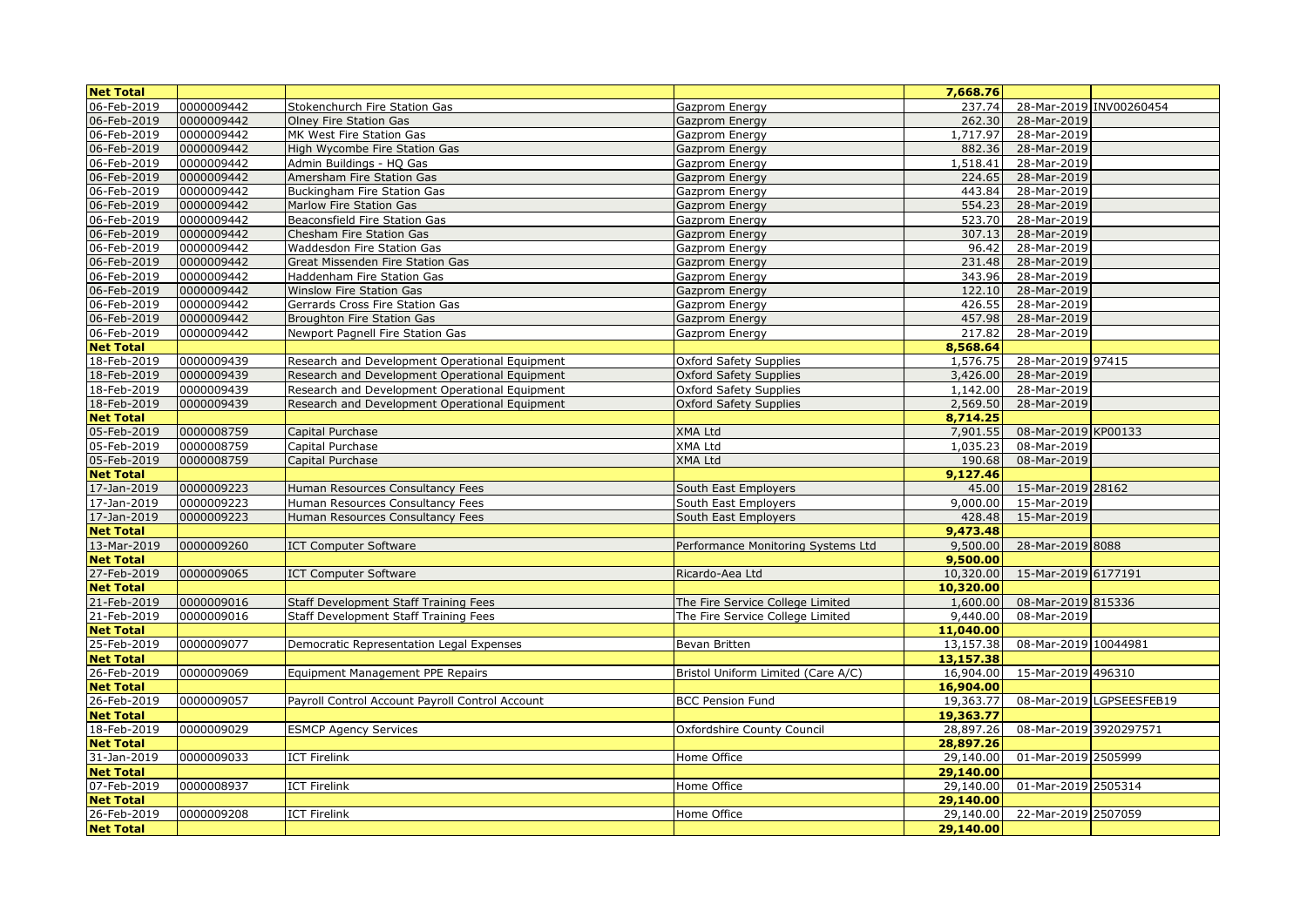| Net Total | | | | 7,668.76 | | |
|---|---|---|---|---|---|---|
| 06-Feb-2019 | 0000009442 | Stokenchurch Fire Station Gas | Gazprom Energy | 237.74 | 28-Mar-2019 | INV00260454 |
| 06-Feb-2019 | 0000009442 | Olney Fire Station Gas | Gazprom Energy | 262.30 | 28-Mar-2019 | |
| 06-Feb-2019 | 0000009442 | MK West Fire Station Gas | Gazprom Energy | 1,717.97 | 28-Mar-2019 | |
| 06-Feb-2019 | 0000009442 | High Wycombe Fire Station Gas | Gazprom Energy | 882.36 | 28-Mar-2019 | |
| 06-Feb-2019 | 0000009442 | Admin Buildings - HQ Gas | Gazprom Energy | 1,518.41 | 28-Mar-2019 | |
| 06-Feb-2019 | 0000009442 | Amersham Fire Station Gas | Gazprom Energy | 224.65 | 28-Mar-2019 | |
| 06-Feb-2019 | 0000009442 | Buckingham Fire Station Gas | Gazprom Energy | 443.84 | 28-Mar-2019 | |
| 06-Feb-2019 | 0000009442 | Marlow Fire Station Gas | Gazprom Energy | 554.23 | 28-Mar-2019 | |
| 06-Feb-2019 | 0000009442 | Beaconsfield Fire Station Gas | Gazprom Energy | 523.70 | 28-Mar-2019 | |
| 06-Feb-2019 | 0000009442 | Chesham Fire Station Gas | Gazprom Energy | 307.13 | 28-Mar-2019 | |
| 06-Feb-2019 | 0000009442 | Waddesdon Fire Station Gas | Gazprom Energy | 96.42 | 28-Mar-2019 | |
| 06-Feb-2019 | 0000009442 | Great Missenden Fire Station Gas | Gazprom Energy | 231.48 | 28-Mar-2019 | |
| 06-Feb-2019 | 0000009442 | Haddenham Fire Station Gas | Gazprom Energy | 343.96 | 28-Mar-2019 | |
| 06-Feb-2019 | 0000009442 | Winslow Fire Station Gas | Gazprom Energy | 122.10 | 28-Mar-2019 | |
| 06-Feb-2019 | 0000009442 | Gerrards Cross Fire Station Gas | Gazprom Energy | 426.55 | 28-Mar-2019 | |
| 06-Feb-2019 | 0000009442 | Broughton Fire Station Gas | Gazprom Energy | 457.98 | 28-Mar-2019 | |
| 06-Feb-2019 | 0000009442 | Newport Pagnell Fire Station Gas | Gazprom Energy | 217.82 | 28-Mar-2019 | |
| Net Total | | | | 8,568.64 | | |
| 18-Feb-2019 | 0000009439 | Research and Development Operational Equipment | Oxford Safety Supplies | 1,576.75 | 28-Mar-2019 | 97415 |
| 18-Feb-2019 | 0000009439 | Research and Development Operational Equipment | Oxford Safety Supplies | 3,426.00 | 28-Mar-2019 | |
| 18-Feb-2019 | 0000009439 | Research and Development Operational Equipment | Oxford Safety Supplies | 1,142.00 | 28-Mar-2019 | |
| 18-Feb-2019 | 0000009439 | Research and Development Operational Equipment | Oxford Safety Supplies | 2,569.50 | 28-Mar-2019 | |
| Net Total | | | | 8,714.25 | | |
| 05-Feb-2019 | 0000008759 | Capital Purchase | XMA Ltd | 7,901.55 | 08-Mar-2019 | KP00133 |
| 05-Feb-2019 | 0000008759 | Capital Purchase | XMA Ltd | 1,035.23 | 08-Mar-2019 | |
| 05-Feb-2019 | 0000008759 | Capital Purchase | XMA Ltd | 190.68 | 08-Mar-2019 | |
| Net Total | | | | 9,127.46 | | |
| 17-Jan-2019 | 0000009223 | Human Resources Consultancy Fees | South East Employers | 45.00 | 15-Mar-2019 | 28162 |
| 17-Jan-2019 | 0000009223 | Human Resources Consultancy Fees | South East Employers | 9,000.00 | 15-Mar-2019 | |
| 17-Jan-2019 | 0000009223 | Human Resources Consultancy Fees | South East Employers | 428.48 | 15-Mar-2019 | |
| Net Total | | | | 9,473.48 | | |
| 13-Mar-2019 | 0000009260 | ICT Computer Software | Performance Monitoring Systems Ltd | 9,500.00 | 28-Mar-2019 | 8088 |
| Net Total | | | | 9,500.00 | | |
| 27-Feb-2019 | 0000009065 | ICT Computer Software | Ricardo-Aea Ltd | 10,320.00 | 15-Mar-2019 | 6177191 |
| Net Total | | | | 10,320.00 | | |
| 21-Feb-2019 | 0000009016 | Staff Development Staff Training Fees | The Fire Service College Limited | 1,600.00 | 08-Mar-2019 | 815336 |
| 21-Feb-2019 | 0000009016 | Staff Development Staff Training Fees | The Fire Service College Limited | 9,440.00 | 08-Mar-2019 | |
| Net Total | | | | 11,040.00 | | |
| 25-Feb-2019 | 0000009077 | Democratic Representation Legal Expenses | Bevan Britten | 13,157.38 | 08-Mar-2019 | 10044981 |
| Net Total | | | | 13,157.38 | | |
| 26-Feb-2019 | 0000009069 | Equipment Management PPE Repairs | Bristol Uniform Limited (Care A/C) | 16,904.00 | 15-Mar-2019 | 496310 |
| Net Total | | | | 16,904.00 | | |
| 26-Feb-2019 | 0000009057 | Payroll Control Account Payroll Control Account | BCC Pension Fund | 19,363.77 | 08-Mar-2019 | LGPSEESFEB19 |
| Net Total | | | | 19,363.77 | | |
| 18-Feb-2019 | 0000009029 | ESMCP Agency Services | Oxfordshire County Council | 28,897.26 | 08-Mar-2019 | 3920297571 |
| Net Total | | | | 28,897.26 | | |
| 31-Jan-2019 | 0000009033 | ICT Firelink | Home Office | 29,140.00 | 01-Mar-2019 | 2505999 |
| Net Total | | | | 29,140.00 | | |
| 07-Feb-2019 | 0000008937 | ICT Firelink | Home Office | 29,140.00 | 01-Mar-2019 | 2505314 |
| Net Total | | | | 29,140.00 | | |
| 26-Feb-2019 | 0000009208 | ICT Firelink | Home Office | 29,140.00 | 22-Mar-2019 | 2507059 |
| Net Total | | | | 29,140.00 | | |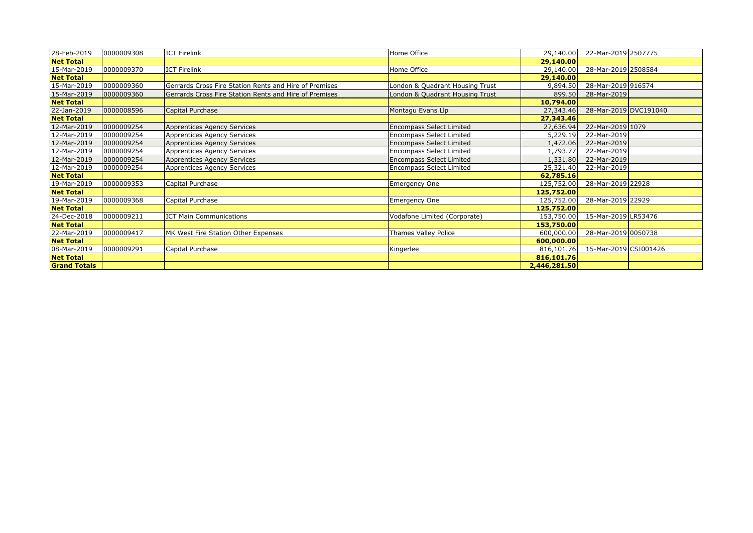| | | | | | | |
|---|---|---|---|---|---|---|
| 28-Feb-2019 | 0000009308 | ICT Firelink | Home Office | 29,140.00 | 22-Mar-2019 | 2507775 |
| **Net Total** | | | | **29,140.00** | | |
| 15-Mar-2019 | 0000009370 | ICT Firelink | Home Office | 29,140.00 | 28-Mar-2019 | 2508584 |
| **Net Total** | | | | **29,140.00** | | |
| 15-Mar-2019 | 0000009360 | Gerrards Cross Fire Station Rents and Hire of Premises | London & Quadrant Housing Trust | 9,894.50 | 28-Mar-2019 | 916574 |
| 15-Mar-2019 | 0000009360 | Gerrards Cross Fire Station Rents and Hire of Premises | London & Quadrant Housing Trust | 899.50 | 28-Mar-2019 | |
| **Net Total** | | | | **10,794.00** | | |
| 22-Jan-2019 | 0000008596 | Capital Purchase | Montagu Evans Llp | 27,343.46 | 28-Mar-2019 | DVC191040 |
| **Net Total** | | | | **27,343.46** | | |
| 12-Mar-2019 | 0000009254 | Apprentices Agency Services | Encompass Select Limited | 27,636.94 | 22-Mar-2019 | 1079 |
| 12-Mar-2019 | 0000009254 | Apprentices Agency Services | Encompass Select Limited | 5,229.19 | 22-Mar-2019 | |
| 12-Mar-2019 | 0000009254 | Apprentices Agency Services | Encompass Select Limited | 1,472.06 | 22-Mar-2019 | |
| 12-Mar-2019 | 0000009254 | Apprentices Agency Services | Encompass Select Limited | 1,793.77 | 22-Mar-2019 | |
| 12-Mar-2019 | 0000009254 | Apprentices Agency Services | Encompass Select Limited | 1,331.80 | 22-Mar-2019 | |
| 12-Mar-2019 | 0000009254 | Apprentices Agency Services | Encompass Select Limited | 25,321.40 | 22-Mar-2019 | |
| **Net Total** | | | | **62,785.16** | | |
| 19-Mar-2019 | 0000009353 | Capital Purchase | Emergency One | 125,752.00 | 28-Mar-2019 | 22928 |
| **Net Total** | | | | **125,752.00** | | |
| 19-Mar-2019 | 0000009368 | Capital Purchase | Emergency One | 125,752.00 | 28-Mar-2019 | 22929 |
| **Net Total** | | | | **125,752.00** | | |
| 24-Dec-2018 | 0000009211 | ICT Main Communications | Vodafone Limited (Corporate) | 153,750.00 | 15-Mar-2019 | LR53476 |
| **Net Total** | | | | **153,750.00** | | |
| 22-Mar-2019 | 0000009417 | MK West Fire Station Other Expenses | Thames Valley Police | 600,000.00 | 28-Mar-2019 | 0050738 |
| **Net Total** | | | | **600,000.00** | | |
| 08-Mar-2019 | 0000009291 | Capital Purchase | Kingerlee | 816,101.76 | 15-Mar-2019 | CSI001426 |
| **Net Total** | | | | **816,101.76** | | |
| **Grand Totals** | | | | **2,446,281.50** | | |